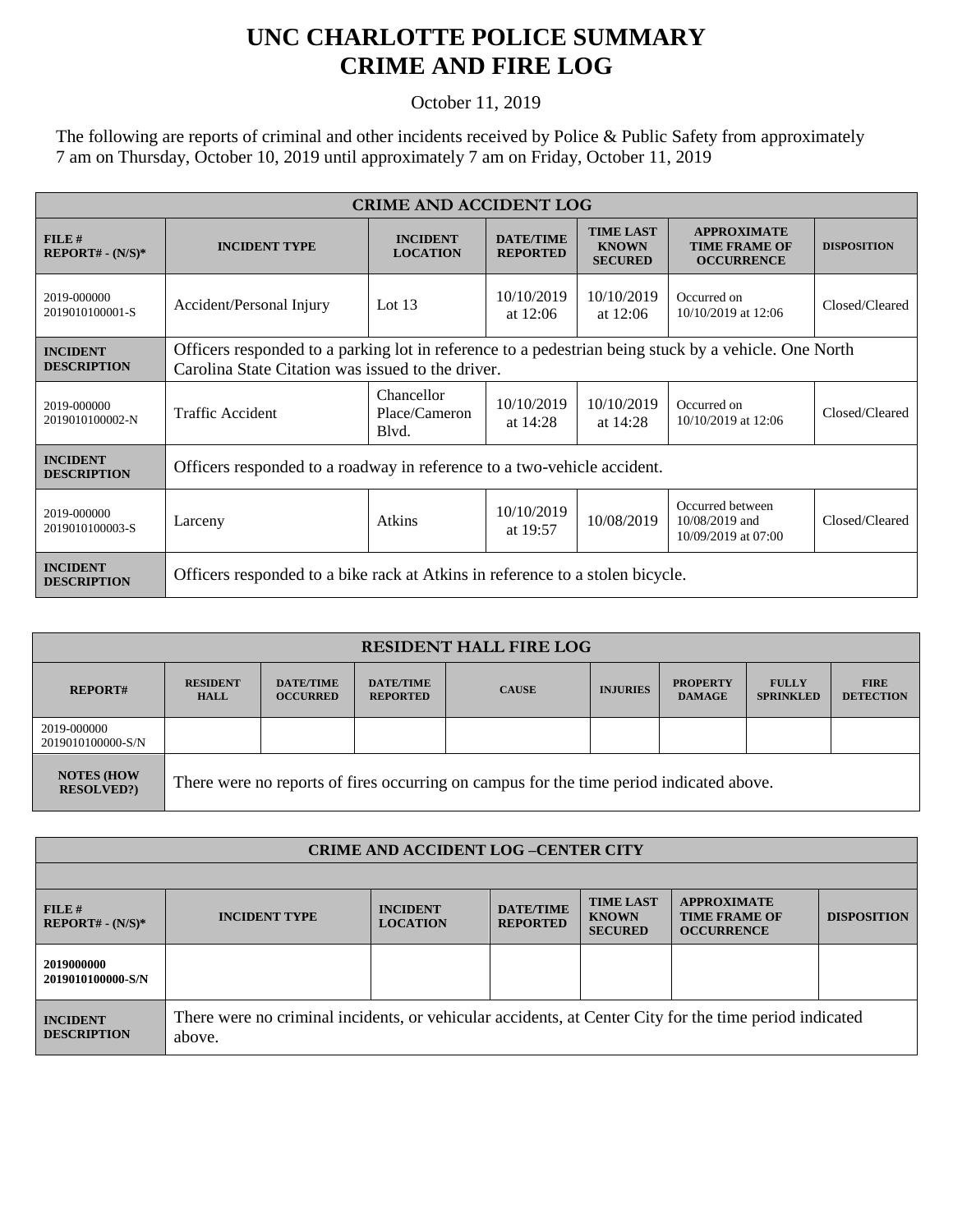# UNC CHARLOTTE POLICE SUMMARY
# CRIME AND FIRE LOG

October 11, 2019

The following are reports of criminal and other incidents received by Police & Public Safety from approximately 7 am on Thursday, October 10, 2019 until approximately 7 am on Friday, October 11, 2019

| CRIME AND ACCIDENT LOG | | | | | | |
|---|---|---|---|---|---|---|
| **FILE # REPORT# - (N/S)*** | **INCIDENT TYPE** | **INCIDENT LOCATION** | **DATE/TIME REPORTED** | **TIME LAST KNOWN SECURED** | **APPROXIMATE TIME FRAME OF OCCURRENCE** | **DISPOSITION** |
| 2019-000000 2019010100001-S | Accident/Personal Injury | Lot 13 | 10/10/2019 at 12:06 | 10/10/2019 at 12:06 | Occurred on 10/10/2019 at 12:06 | Closed/Cleared |
| **INCIDENT DESCRIPTION** | Officers responded to a parking lot in reference to a pedestrian being stuck by a vehicle. One North Carolina State Citation was issued to the driver. | | | | | |
| 2019-000000 2019010100002-N | Traffic Accident | Chancellor Place/Cameron Blvd. | 10/10/2019 at 14:28 | 10/10/2019 at 14:28 | Occurred on 10/10/2019 at 12:06 | Closed/Cleared |
| **INCIDENT DESCRIPTION** | Officers responded to a roadway in reference to a two-vehicle accident. | | | | | |
| 2019-000000 2019010100003-S | Larceny | Atkins | 10/10/2019 at 19:57 | 10/08/2019 | Occurred between 10/08/2019 and 10/09/2019 at 07:00 | Closed/Cleared |
| **INCIDENT DESCRIPTION** | Officers responded to a bike rack at Atkins in reference to a stolen bicycle. | | | | | |

| RESIDENT HALL FIRE LOG | | | | | | | | |
|---|---|---|---|---|---|---|---|---|
| **REPORT#** | **RESIDENT HALL** | **DATE/TIME OCCURRED** | **DATE/TIME REPORTED** | **CAUSE** | **INJURIES** | **PROPERTY DAMAGE** | **FULLY SPRINKLED** | **FIRE DETECTION** |
| 2019-000000 2019010100000-S/N | | | | | | | | |
| **NOTES (HOW RESOLVED?)** | There were no reports of fires occurring on campus for the time period indicated above. | | | | | | | |

| CRIME AND ACCIDENT LOG –CENTER CITY | | | | | | |
|---|---|---|---|---|---|---|
| **FILE # REPORT# - (N/S)*** | **INCIDENT TYPE** | **INCIDENT LOCATION** | **DATE/TIME REPORTED** | **TIME LAST KNOWN SECURED** | **APPROXIMATE TIME FRAME OF OCCURRENCE** | **DISPOSITION** |
| **2019000000 2019010100000-S/N** | | | | | | |
| **INCIDENT DESCRIPTION** | There were no criminal incidents, or vehicular accidents, at Center City for the time period indicated above. | | | | | |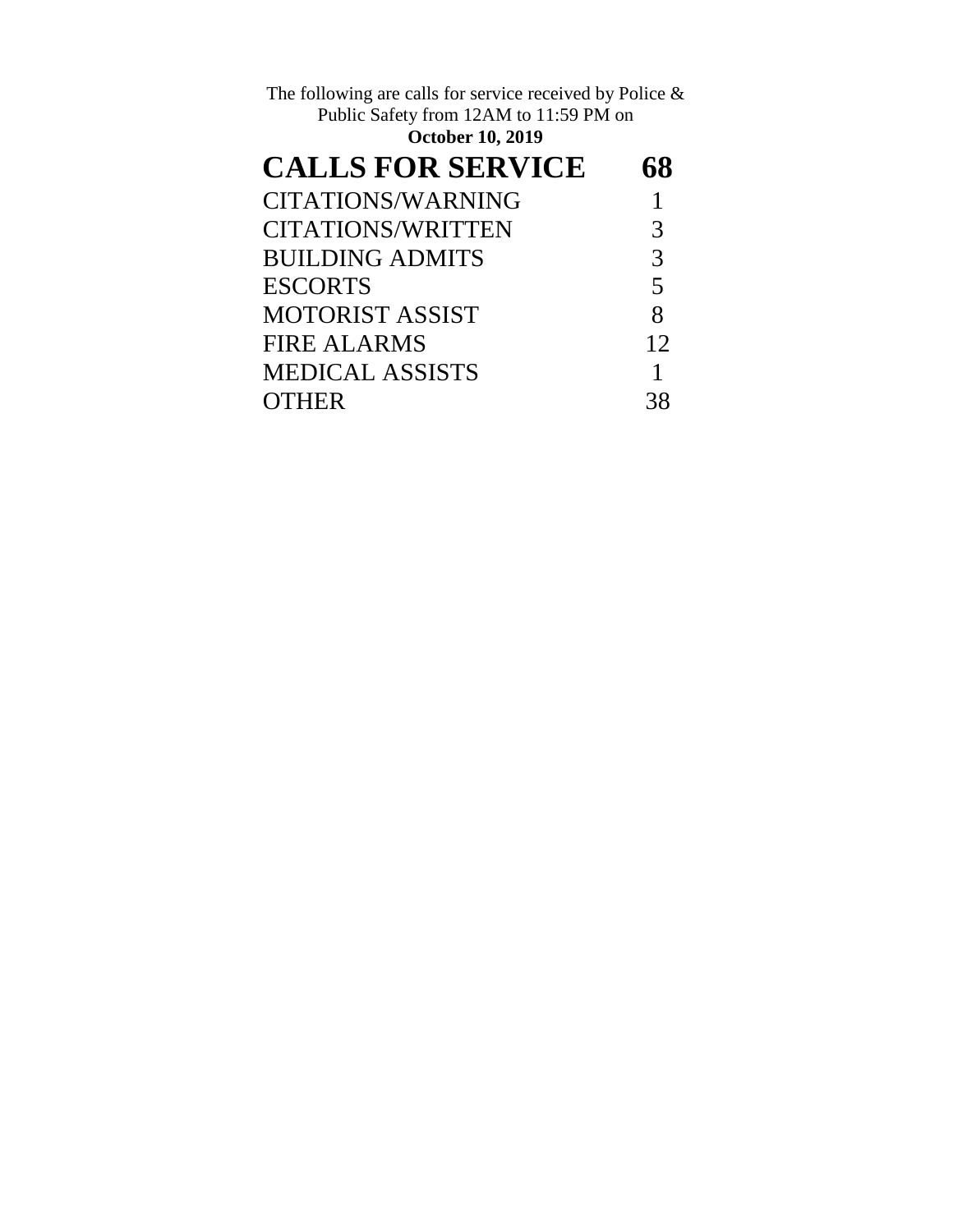The following are calls for service received by Police & Public Safety from 12AM to 11:59 PM on

**October 10, 2019**

| | |
|---|---|
| **CALLS FOR SERVICE** | **68** |
| CITATIONS/WARNING | 1 |
| CITATIONS/WRITTEN | 3 |
| BUILDING ADMITS | 3 |
| ESCORTS | 5 |
| MOTORIST ASSIST | 8 |
| FIRE ALARMS | 12 |
| MEDICAL ASSISTS | 1 |
| OTHER | 38 |